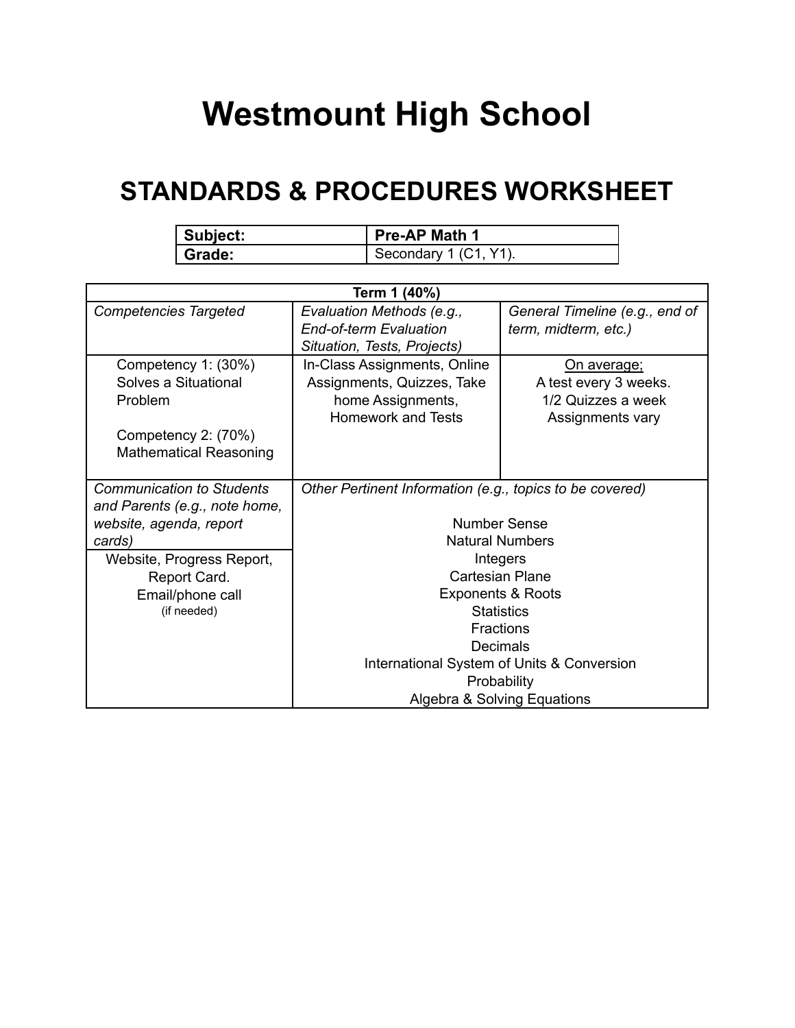# Westmount High School

## STANDARDS & PROCEDURES WORKSHEET

| **Subject:** | **Pre-AP Math 1** |
|---|---|
| **Grade:** | Secondary 1 (C1, Y1). |

| **Term 1 (40%)** | | |
|---|---|---|
| *Competencies Targeted* | *Evaluation Methods (e.g., End-of-term Evaluation Situation, Tests, Projects)* | *General Timeline (e.g., end of term, midterm, etc.)* |
| Competency 1: (30%) Solves a Situational Problem<br><br>Competency 2: (70%) Mathematical Reasoning | In-Class Assignments, Online Assignments, Quizzes, Take home Assignments, Homework and Tests | On average;<br>A test every 3 weeks.<br>1/2 Quizzes a week<br>Assignments vary |
| *Communication to Students and Parents (e.g., note home, website, agenda, report cards)* | *Other Pertinent Information (e.g., topics to be covered)* | |
| Website, Progress Report, Report Card.<br>Email/phone call<br>(if needed) | Number Sense<br>Natural Numbers<br>Integers<br>Cartesian Plane<br>Exponents & Roots<br>Statistics<br>Fractions<br>Decimals<br>International System of Units & Conversion<br>Probability<br>Algebra & Solving Equations | |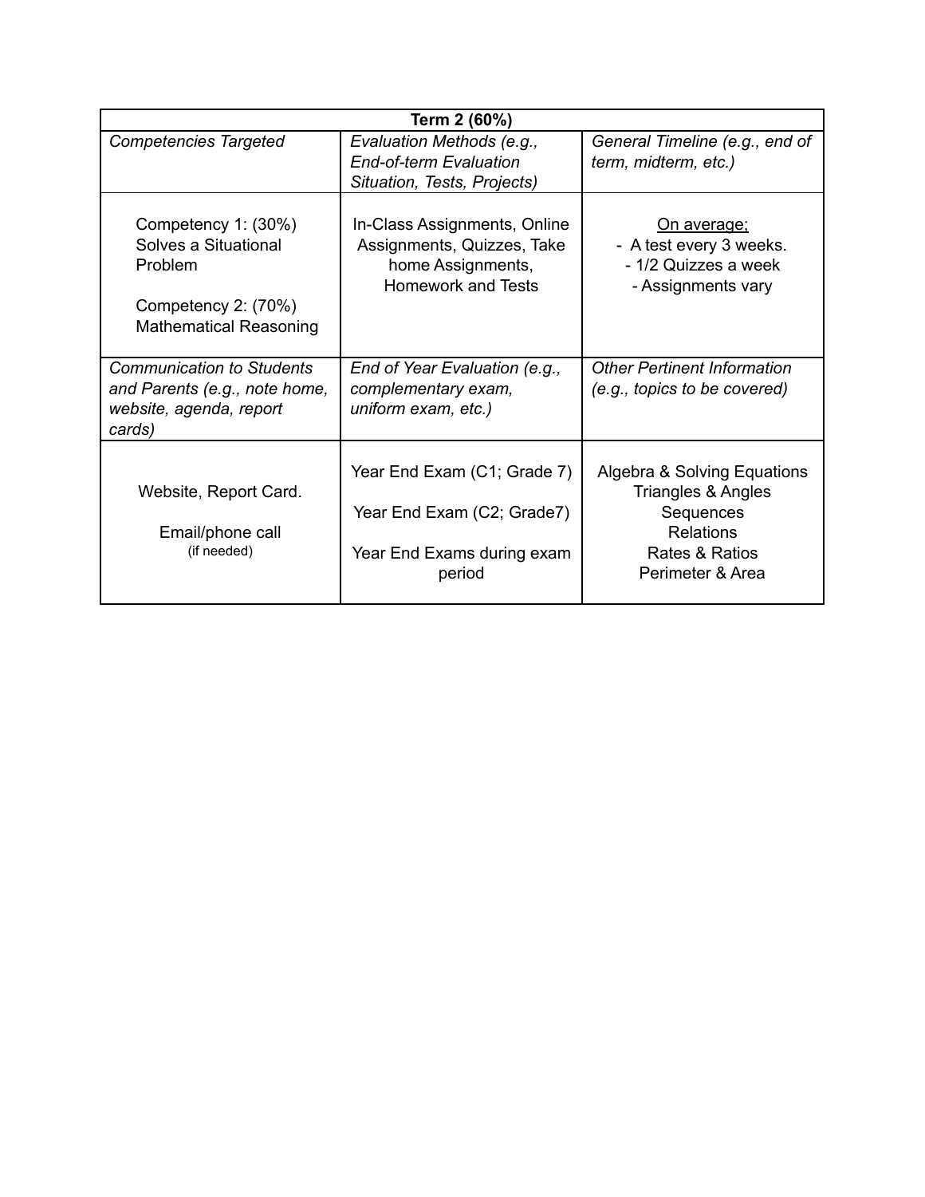| **Term 2 (60%)** | | |
|---|---|---|
| *Competencies Targeted* | *Evaluation Methods (e.g., End-of-term Evaluation Situation, Tests, Projects)* | *General Timeline (e.g., end of term, midterm, etc.)* |
| Competency 1: (30%) Solves a Situational Problem<br><br>Competency 2: (70%) Mathematical Reasoning | In-Class Assignments, Online Assignments, Quizzes, Take home Assignments, Homework and Tests | <u>On average;</u><br>- A test every 3 weeks.<br>- 1/2 Quizzes a week<br>- Assignments vary |
| *Communication to Students and Parents (e.g., note home, website, agenda, report cards)* | *End of Year Evaluation (e.g., complementary exam, uniform exam, etc.)* | *Other Pertinent Information (e.g., topics to be covered)* |
| Website, Report Card.<br><br>Email/phone call<br>(if needed) | Year End Exam (C1; Grade 7)<br><br>Year End Exam (C2; Grade7)<br><br>Year End Exams during exam period | Algebra & Solving Equations<br>Triangles & Angles<br>Sequences<br>Relations<br>Rates & Ratios<br>Perimeter & Area |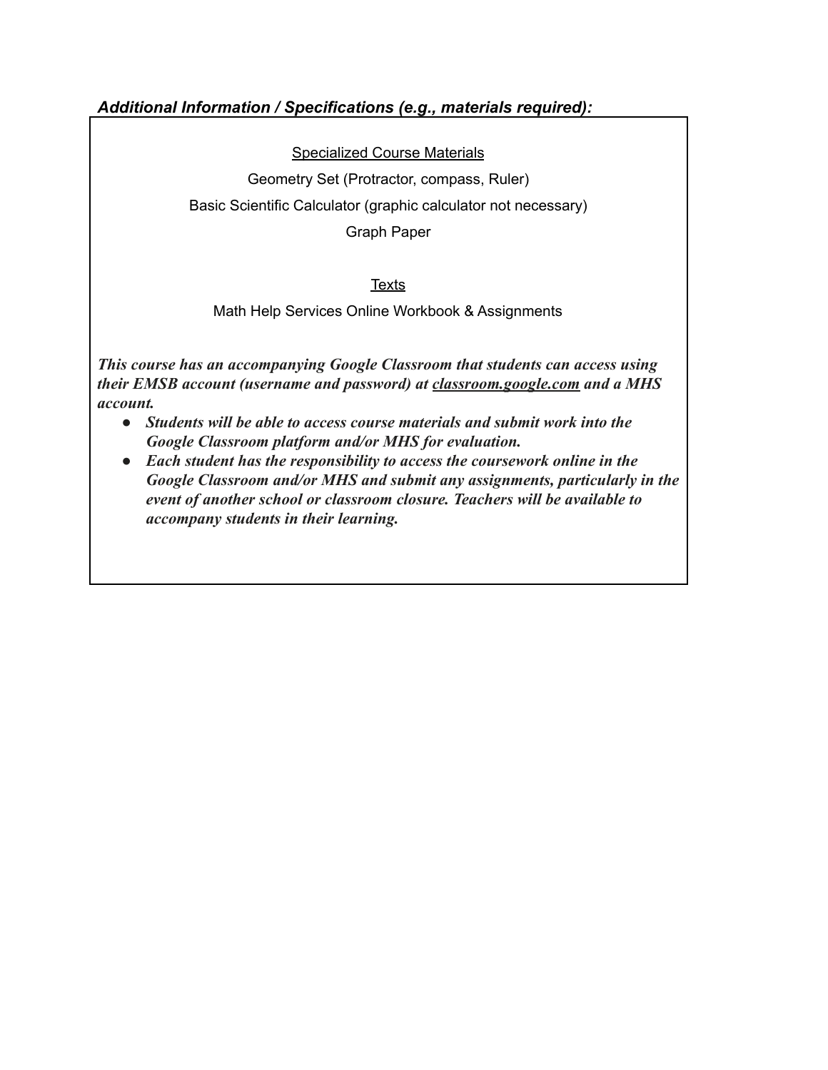***Additional Information / Specifications (e.g., materials required):***

Specialized Course Materials

Geometry Set (Protractor, compass, Ruler)

Basic Scientific Calculator (graphic calculator not necessary)

Graph Paper

Texts

Math Help Services Online Workbook & Assignments

***This course has an accompanying Google Classroom that students can access using their EMSB account (username and password) at classroom.google.com and a MHS account.***

- ***Students will be able to access course materials and submit work into the Google Classroom platform and/or MHS for evaluation.***
- ***Each student has the responsibility to access the coursework online in the Google Classroom and/or MHS and submit any assignments, particularly in the event of another school or classroom closure. Teachers will be available to accompany students in their learning.***